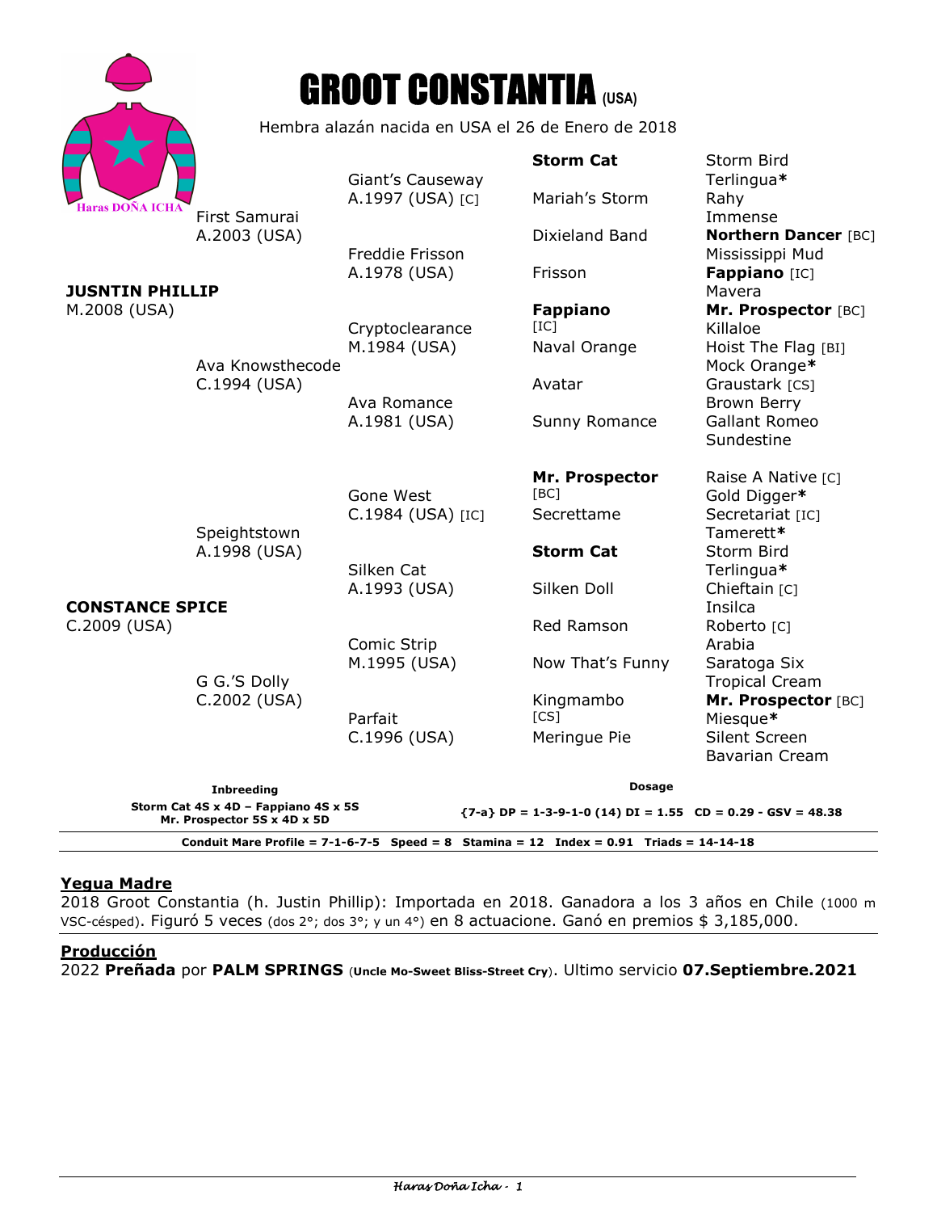Haras DOÑA ICHA

# GROOT CONSTANTIA (USA)

Hembra alazán nacida en USA el 26 de Enero de 2018

| | | | | |
|---|---|---|---|---|
| **JUSNTIN PHILLIP** M.2008 (USA) | First Samurai A.2003 (USA) | Giant's Causeway A.1997 (USA) [C] | **Storm Cat** | Storm Bird |
| | | | | Terlingua* |
| | | | Mariah's Storm | Rahy |
| | | | | Immense |
| | | Freddie Frisson A.1978 (USA) | Dixieland Band | **Northern Dancer** [BC] |
| | | | | Mississippi Mud |
| | | | Frisson | **Fappiano** [IC] |
| | | | | Mavera |
| | Ava Knowsthecode C.1994 (USA) | Cryptoclearance M.1984 (USA) | **Fappiano** [IC] | **Mr. Prospector** [BC] |
| | | | | Killaloe |
| | | | Naval Orange | Hoist The Flag [BI] |
| | | | | Mock Orange* |
| | | Ava Romance A.1981 (USA) | Avatar | Graustark [CS] |
| | | | | Brown Berry |
| | | | Sunny Romance | Gallant Romeo |
| | | | | Sundestine |
| **CONSTANCE SPICE** C.2009 (USA) | Speightstown A.1998 (USA) | Gone West C.1984 (USA) [IC] | **Mr. Prospector** [BC] | Raise A Native [C] |
| | | | | Gold Digger* |
| | | | Secrettame | Secretariat [IC] |
| | | | | Tamerett* |
| | | Silken Cat A.1993 (USA) | **Storm Cat** | Storm Bird |
| | | | | Terlingua* |
| | | | Silken Doll | Chieftain [C] |
| | | | | Insilca |
| | G G.'S Dolly C.2002 (USA) | Comic Strip M.1995 (USA) | Red Ramson | Roberto [C] |
| | | | | Arabia |
| | | | Now That's Funny | Saratoga Six |
| | | | | Tropical Cream |
| | | Parfait C.1996 (USA) | Kingmambo [CS] | **Mr. Prospector** [BC] |
| | | | | Miesque* |
| | | | Meringue Pie | Silent Screen |
| | | | | Bavarian Cream |

**Inbreeding**
**Storm Cat 4S x 4D – Fappiano 4S x 5S**
**Mr. Prospector 5S x 4D x 5D**

**Dosage**
**{7-a} DP = 1-3-9-1-0 (14) DI = 1.55 CD = 0.29 - GSV = 48.38**

**Conduit Mare Profile = 7-1-6-7-5 Speed = 8 Stamina = 12 Index = 0.91 Triads = 14-14-18**

## Yegua Madre

2018 Groot Constantia (h. Justin Phillip): Importada en 2018. Ganadora a los 3 años en Chile (1000 m VSC-césped). Figuró 5 veces (dos 2°; dos 3°; y un 4°) en 8 actuacione. Ganó en premios $ 3,185,000.

## Producción

2022 **Preñada** por **PALM SPRINGS** (**Uncle Mo-Sweet Bliss-Street Cry**). Ultimo servicio **07.Septiembre.2021**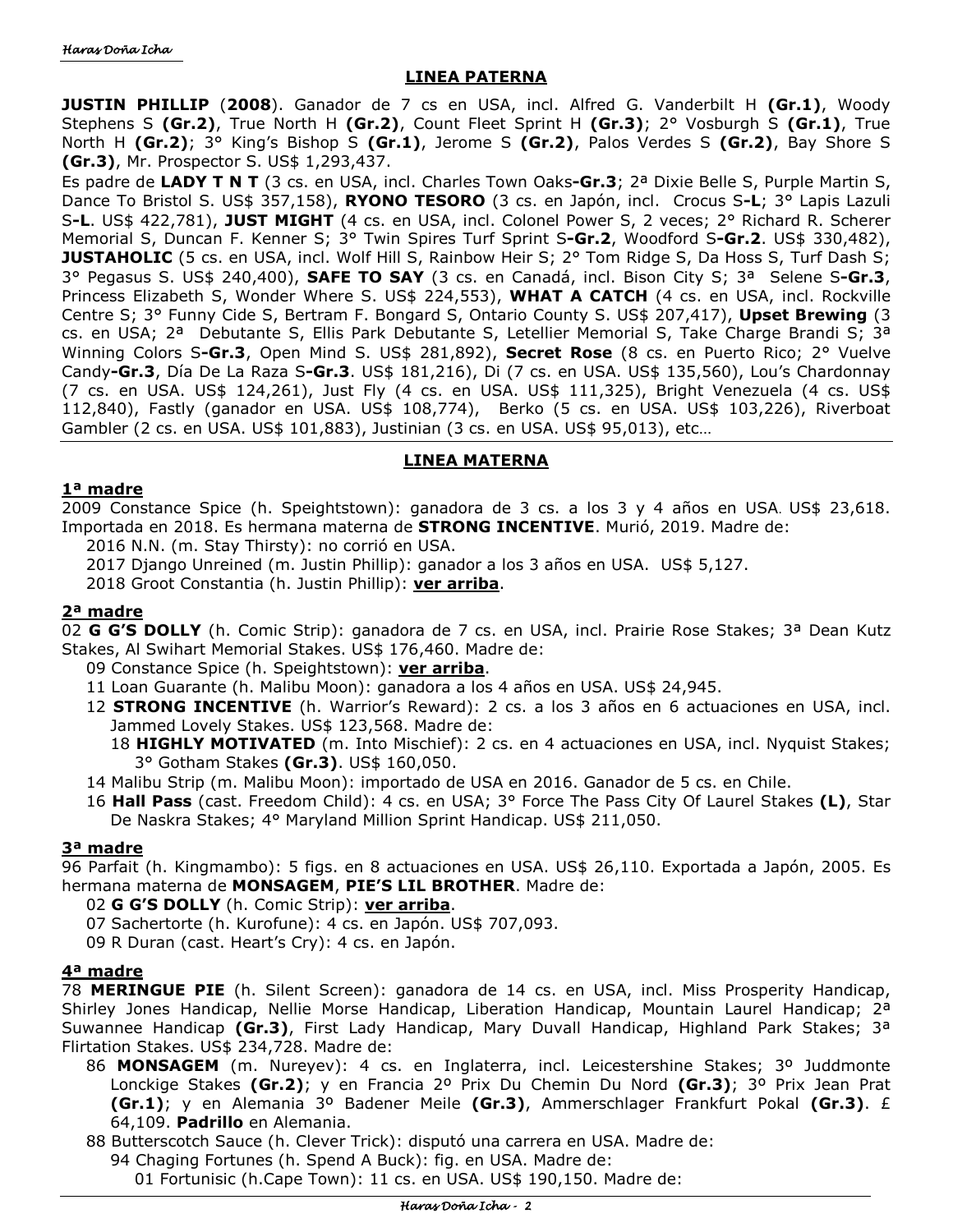## LINEA PATERNA

**JUSTIN PHILLIP** (**2008**). Ganador de 7 cs en USA, incl. Alfred G. Vanderbilt H **(Gr.1)**, Woody Stephens S **(Gr.2)**, True North H **(Gr.2)**, Count Fleet Sprint H **(Gr.3)**; 2° Vosburgh S **(Gr.1)**, True North H **(Gr.2)**; 3° King's Bishop S **(Gr.1)**, Jerome S **(Gr.2)**, Palos Verdes S **(Gr.2)**, Bay Shore S **(Gr.3)**, Mr. Prospector S. US$ 1,293,437.

Es padre de **LADY T N T** (3 cs. en USA, incl. Charles Town Oaks**-Gr.3**; 2ª Dixie Belle S, Purple Martin S, Dance To Bristol S. US$ 357,158), **RYONO TESORO** (3 cs. en Japón, incl. Crocus S**-L**; 3° Lapis Lazuli S**-L**. US$ 422,781), **JUST MIGHT** (4 cs. en USA, incl. Colonel Power S, 2 veces; 2° Richard R. Scherer Memorial S, Duncan F. Kenner S; 3° Twin Spires Turf Sprint S**-Gr.2**, Woodford S**-Gr.2**. US$ 330,482), **JUSTAHOLIC** (5 cs. en USA, incl. Wolf Hill S, Rainbow Heir S; 2° Tom Ridge S, Da Hoss S, Turf Dash S; 3° Pegasus S. US$ 240,400), **SAFE TO SAY** (3 cs. en Canadá, incl. Bison City S; 3ª Selene S**-Gr.3**, Princess Elizabeth S, Wonder Where S. US$ 224,553), **WHAT A CATCH** (4 cs. en USA, incl. Rockville Centre S; 3° Funny Cide S, Bertram F. Bongard S, Ontario County S. US$ 207,417), **Upset Brewing** (3 cs. en USA; 2ª Debutante S, Ellis Park Debutante S, Letellier Memorial S, Take Charge Brandi S; 3ª Winning Colors S**-Gr.3**, Open Mind S. US$ 281,892), **Secret Rose** (8 cs. en Puerto Rico; 2° Vuelve Candy**-Gr.3**, Día De La Raza S**-Gr.3**. US$ 181,216), Di (7 cs. en USA. US$ 135,560), Lou's Chardonnay (7 cs. en USA. US$ 124,261), Just Fly (4 cs. en USA. US$ 111,325), Bright Venezuela (4 cs. US$ 112,840), Fastly (ganador en USA. US$ 108,774), Berko (5 cs. en USA. US$ 103,226), Riverboat Gambler (2 cs. en USA. US$ 101,883), Justinian (3 cs. en USA. US$ 95,013), etc…

## LINEA MATERNA

### 1ª madre

2009 Constance Spice (h. Speightstown): ganadora de 3 cs. a los 3 y 4 años en USA. US$ 23,618. Importada en 2018. Es hermana materna de **STRONG INCENTIVE**. Murió, 2019. Madre de:

- 2016 N.N. (m. Stay Thirsty): no corrió en USA.
- 2017 Django Unreined (m. Justin Phillip): ganador a los 3 años en USA. US$ 5,127.
- 2018 Groot Constantia (h. Justin Phillip): **ver arriba**.

### 2ª madre

02 **G G'S DOLLY** (h. Comic Strip): ganadora de 7 cs. en USA, incl. Prairie Rose Stakes; 3ª Dean Kutz Stakes, Al Swihart Memorial Stakes. US$ 176,460. Madre de:

- 09 Constance Spice (h. Speightstown): **ver arriba**.
- 11 Loan Guarante (h. Malibu Moon): ganadora a los 4 años en USA. US$ 24,945.
- 12 **STRONG INCENTIVE** (h. Warrior's Reward): 2 cs. a los 3 años en 6 actuaciones en USA, incl. Jammed Lovely Stakes. US$ 123,568. Madre de:
  - 18 **HIGHLY MOTIVATED** (m. Into Mischief): 2 cs. en 4 actuaciones en USA, incl. Nyquist Stakes; 3° Gotham Stakes **(Gr.3)**. US$ 160,050.
- 14 Malibu Strip (m. Malibu Moon): importado de USA en 2016. Ganador de 5 cs. en Chile.
- 16 **Hall Pass** (cast. Freedom Child): 4 cs. en USA; 3° Force The Pass City Of Laurel Stakes **(L)**, Star De Naskra Stakes; 4° Maryland Million Sprint Handicap. US$ 211,050.

### 3ª madre

96 Parfait (h. Kingmambo): 5 figs. en 8 actuaciones en USA. US$ 26,110. Exportada a Japón, 2005. Es hermana materna de **MONSAGEM**, **PIE'S LIL BROTHER**. Madre de:

- 02 **G G'S DOLLY** (h. Comic Strip): **ver arriba**.
- 07 Sachertorte (h. Kurofune): 4 cs. en Japón. US$ 707,093.
- 09 R Duran (cast. Heart's Cry): 4 cs. en Japón.

### 4ª madre

78 **MERINGUE PIE** (h. Silent Screen): ganadora de 14 cs. en USA, incl. Miss Prosperity Handicap, Shirley Jones Handicap, Nellie Morse Handicap, Liberation Handicap, Mountain Laurel Handicap; 2ª Suwannee Handicap **(Gr.3)**, First Lady Handicap, Mary Duvall Handicap, Highland Park Stakes; 3ª Flirtation Stakes. US$ 234,728. Madre de:

- 86 **MONSAGEM** (m. Nureyev): 4 cs. en Inglaterra, incl. Leicestershine Stakes; 3º Juddmonte Lonckige Stakes **(Gr.2)**; y en Francia 2º Prix Du Chemin Du Nord **(Gr.3)**; 3º Prix Jean Prat **(Gr.1)**; y en Alemania 3º Badener Meile **(Gr.3)**, Ammerschlager Frankfurt Pokal **(Gr.3)**. £ 64,109. **Padrillo** en Alemania.
- 88 Butterscotch Sauce (h. Clever Trick): disputó una carrera en USA. Madre de:
  - 94 Chaging Fortunes (h. Spend A Buck): fig. en USA. Madre de:
    - 01 Fortunisic (h.Cape Town): 11 cs. en USA. US$ 190,150. Madre de: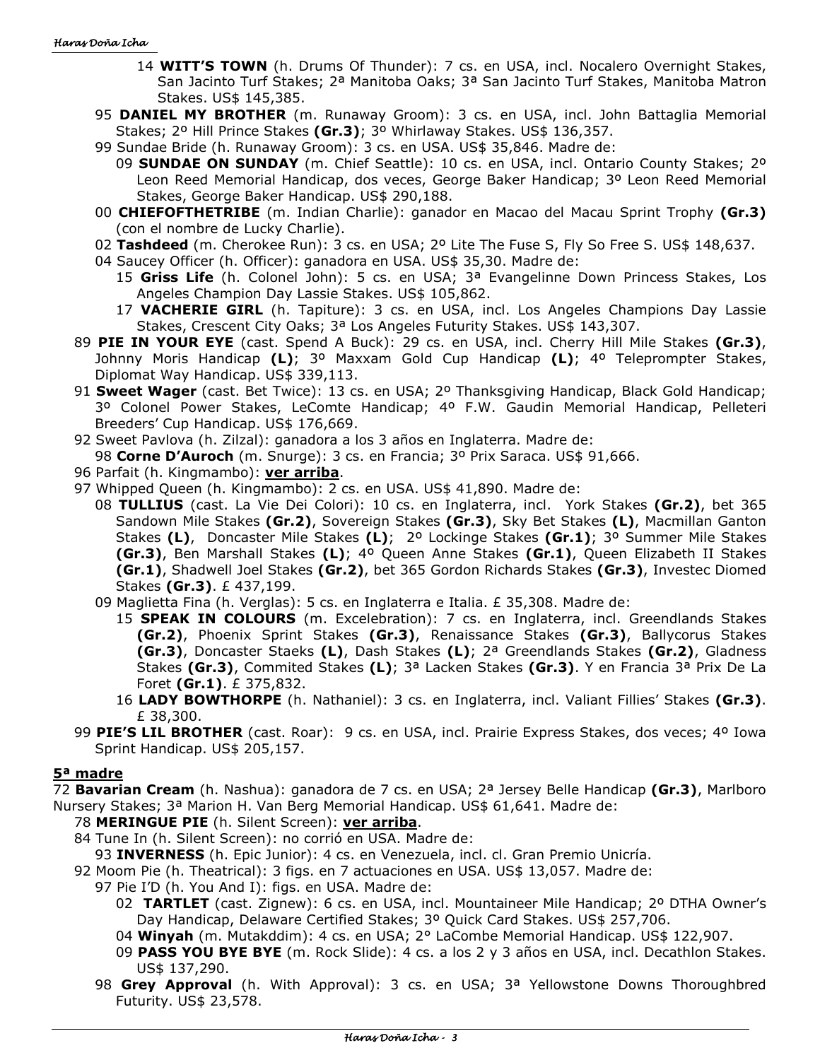14 **WITT'S TOWN** (h. Drums Of Thunder): 7 cs. en USA, incl. Nocalero Overnight Stakes, San Jacinto Turf Stakes; 2ª Manitoba Oaks; 3ª San Jacinto Turf Stakes, Manitoba Matron Stakes. US$ 145,385.

95 **DANIEL MY BROTHER** (m. Runaway Groom): 3 cs. en USA, incl. John Battaglia Memorial Stakes; 2º Hill Prince Stakes **(Gr.3)**; 3º Whirlaway Stakes. US$ 136,357.

99 Sundae Bride (h. Runaway Groom): 3 cs. en USA. US$ 35,846. Madre de:

09 **SUNDAE ON SUNDAY** (m. Chief Seattle): 10 cs. en USA, incl. Ontario County Stakes; 2º Leon Reed Memorial Handicap, dos veces, George Baker Handicap; 3º Leon Reed Memorial Stakes, George Baker Handicap. US$ 290,188.

00 **CHIEFOFTHETRIBE** (m. Indian Charlie): ganador en Macao del Macau Sprint Trophy **(Gr.3)** (con el nombre de Lucky Charlie).

02 **Tashdeed** (m. Cherokee Run): 3 cs. en USA; 2º Lite The Fuse S, Fly So Free S. US$ 148,637.

04 Saucey Officer (h. Officer): ganadora en USA. US$ 35,30. Madre de:

15 **Griss Life** (h. Colonel John): 5 cs. en USA; 3ª Evangelinne Down Princess Stakes, Los Angeles Champion Day Lassie Stakes. US$ 105,862.

17 **VACHERIE GIRL** (h. Tapiture): 3 cs. en USA, incl. Los Angeles Champions Day Lassie Stakes, Crescent City Oaks; 3ª Los Angeles Futurity Stakes. US$ 143,307.

89 **PIE IN YOUR EYE** (cast. Spend A Buck): 29 cs. en USA, incl. Cherry Hill Mile Stakes **(Gr.3)**, Johnny Moris Handicap **(L)**; 3º Maxxam Gold Cup Handicap **(L)**; 4º Teleprompter Stakes, Diplomat Way Handicap. US$ 339,113.

91 **Sweet Wager** (cast. Bet Twice): 13 cs. en USA; 2º Thanksgiving Handicap, Black Gold Handicap; 3º Colonel Power Stakes, LeComte Handicap; 4º F.W. Gaudin Memorial Handicap, Pelleteri Breeders' Cup Handicap. US$ 176,669.

92 Sweet Pavlova (h. Zilzal): ganadora a los 3 años en Inglaterra. Madre de:

98 **Corne D'Auroch** (m. Snurge): 3 cs. en Francia; 3º Prix Saraca. US$ 91,666.

96 Parfait (h. Kingmambo): **ver arriba**.

97 Whipped Queen (h. Kingmambo): 2 cs. en USA. US$ 41,890. Madre de:

08 **TULLIUS** (cast. La Vie Dei Colori): 10 cs. en Inglaterra, incl. York Stakes **(Gr.2)**, bet 365 Sandown Mile Stakes **(Gr.2)**, Sovereign Stakes **(Gr.3)**, Sky Bet Stakes **(L)**, Macmillan Ganton Stakes **(L)**, Doncaster Mile Stakes **(L)**; 2º Lockinge Stakes **(Gr.1)**; 3º Summer Mile Stakes **(Gr.3)**, Ben Marshall Stakes **(L)**; 4º Queen Anne Stakes **(Gr.1)**, Queen Elizabeth II Stakes **(Gr.1)**, Shadwell Joel Stakes **(Gr.2)**, bet 365 Gordon Richards Stakes **(Gr.3)**, Investec Diomed Stakes **(Gr.3)**. £ 437,199.

09 Maglietta Fina (h. Verglas): 5 cs. en Inglaterra e Italia. £ 35,308. Madre de:

15 **SPEAK IN COLOURS** (m. Excelebration): 7 cs. en Inglaterra, incl. Greendlands Stakes **(Gr.2)**, Phoenix Sprint Stakes **(Gr.3)**, Renaissance Stakes **(Gr.3)**, Ballycorus Stakes **(Gr.3)**, Doncaster Staeks **(L)**, Dash Stakes **(L)**; 2ª Greendlands Stakes **(Gr.2)**, Gladness Stakes **(Gr.3)**, Commited Stakes **(L)**; 3ª Lacken Stakes **(Gr.3)**. Y en Francia 3ª Prix De La Foret **(Gr.1)**. £ 375,832.

16 **LADY BOWTHORPE** (h. Nathaniel): 3 cs. en Inglaterra, incl. Valiant Fillies' Stakes **(Gr.3)**. £ 38,300.

99 **PIE'S LIL BROTHER** (cast. Roar): 9 cs. en USA, incl. Prairie Express Stakes, dos veces; 4º Iowa Sprint Handicap. US$ 205,157.

## 5ª madre

72 **Bavarian Cream** (h. Nashua): ganadora de 7 cs. en USA; 2ª Jersey Belle Handicap **(Gr.3)**, Marlboro Nursery Stakes; 3ª Marion H. Van Berg Memorial Handicap. US$ 61,641. Madre de:

78 **MERINGUE PIE** (h. Silent Screen): **ver arriba**.

84 Tune In (h. Silent Screen): no corrió en USA. Madre de:

93 **INVERNESS** (h. Epic Junior): 4 cs. en Venezuela, incl. cl. Gran Premio Unicría.

92 Moom Pie (h. Theatrical): 3 figs. en 7 actuaciones en USA. US$ 13,057. Madre de:

97 Pie I'D (h. You And I): figs. en USA. Madre de:

02 **TARTLET** (cast. Zignew): 6 cs. en USA, incl. Mountaineer Mile Handicap; 2º DTHA Owner's Day Handicap, Delaware Certified Stakes; 3º Quick Card Stakes. US$ 257,706.

04 **Winyah** (m. Mutakddim): 4 cs. en USA; 2° LaCombe Memorial Handicap. US$ 122,907.

09 **PASS YOU BYE BYE** (m. Rock Slide): 4 cs. a los 2 y 3 años en USA, incl. Decathlon Stakes. US$ 137,290.

98 **Grey Approval** (h. With Approval): 3 cs. en USA; 3ª Yellowstone Downs Thoroughbred Futurity. US$ 23,578.